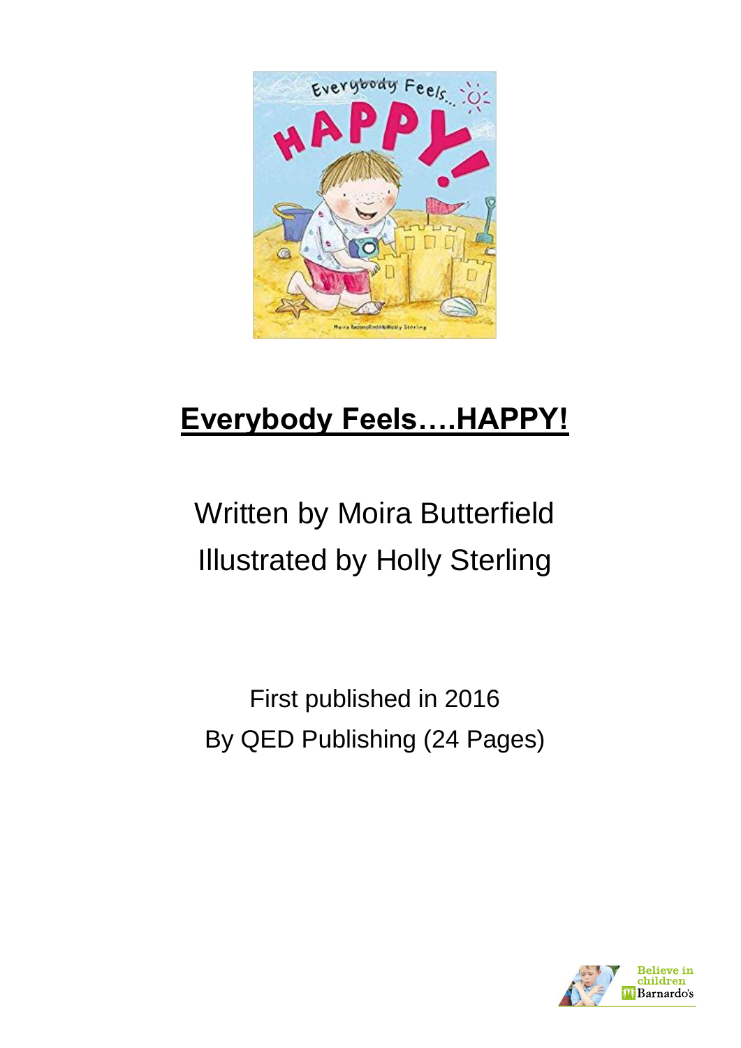# **Everybody Feels….HAPPY!**

Written by Moira Butterfield
Illustrated by Holly Sterling

First published in 2016
By QED Publishing (24 Pages)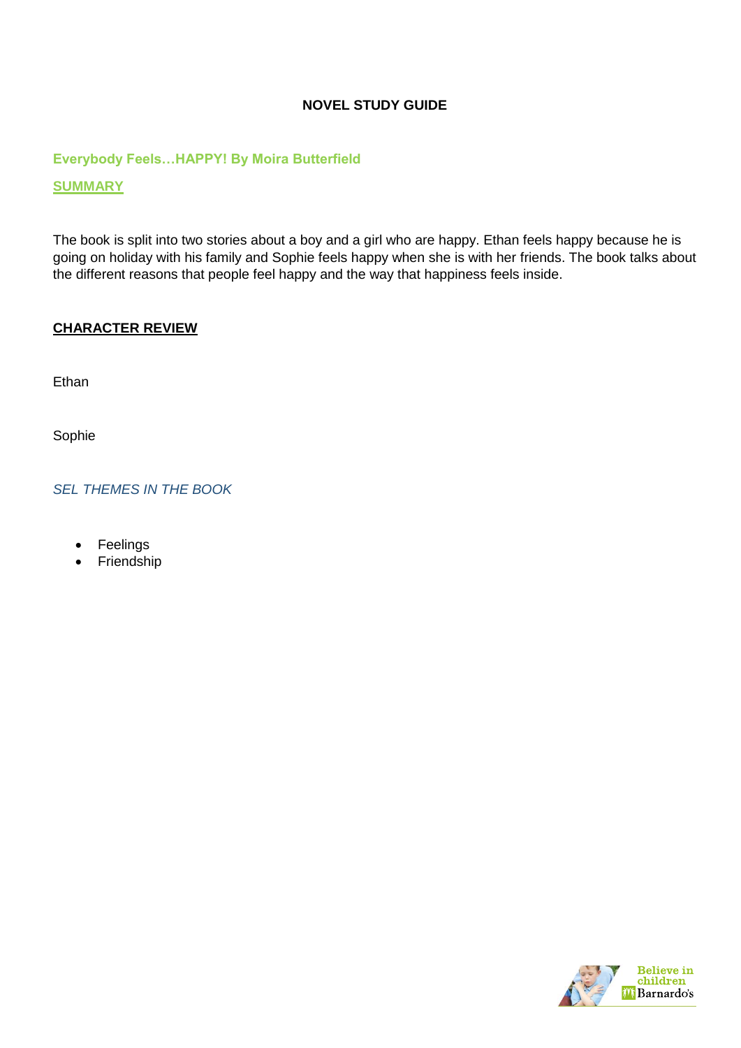**NOVEL STUDY GUIDE**

## Everybody Feels…HAPPY! By Moira Butterfield

### SUMMARY

The book is split into two stories about a boy and a girl who are happy. Ethan feels happy because he is going on holiday with his family and Sophie feels happy when she is with her friends. The book talks about the different reasons that people feel happy and the way that happiness feels inside.

### CHARACTER REVIEW

Ethan

Sophie

### *SEL THEMES IN THE BOOK*

- Feelings
- Friendship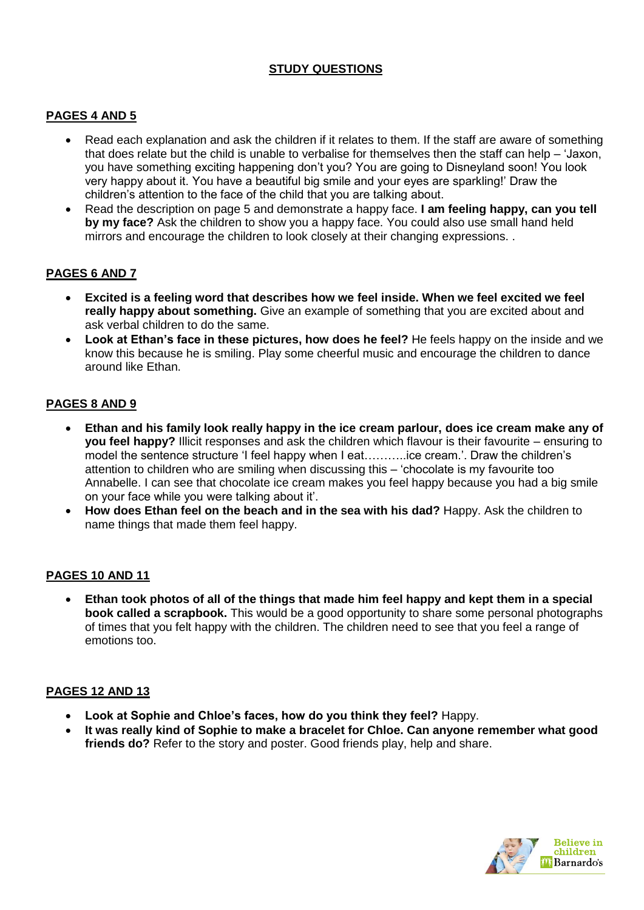## STUDY QUESTIONS

### PAGES 4 AND 5

- Read each explanation and ask the children if it relates to them. If the staff are aware of something that does relate but the child is unable to verbalise for themselves then the staff can help – 'Jaxon, you have something exciting happening don't you? You are going to Disneyland soon! You look very happy about it. You have a beautiful big smile and your eyes are sparkling!' Draw the children's attention to the face of the child that you are talking about.
- Read the description on page 5 and demonstrate a happy face. **I am feeling happy, can you tell by my face?** Ask the children to show you a happy face. You could also use small hand held mirrors and encourage the children to look closely at their changing expressions. .

### PAGES 6 AND 7

- **Excited is a feeling word that describes how we feel inside. When we feel excited we feel really happy about something.** Give an example of something that you are excited about and ask verbal children to do the same.
- **Look at Ethan's face in these pictures, how does he feel?** He feels happy on the inside and we know this because he is smiling. Play some cheerful music and encourage the children to dance around like Ethan.

### PAGES 8 AND 9

- **Ethan and his family look really happy in the ice cream parlour, does ice cream make any of you feel happy?** Illicit responses and ask the children which flavour is their favourite – ensuring to model the sentence structure 'I feel happy when I eat………..ice cream.'. Draw the children's attention to children who are smiling when discussing this – 'chocolate is my favourite too Annabelle. I can see that chocolate ice cream makes you feel happy because you had a big smile on your face while you were talking about it'.
- **How does Ethan feel on the beach and in the sea with his dad?** Happy. Ask the children to name things that made them feel happy.

### PAGES 10 AND 11

- **Ethan took photos of all of the things that made him feel happy and kept them in a special book called a scrapbook.** This would be a good opportunity to share some personal photographs of times that you felt happy with the children. The children need to see that you feel a range of emotions too.

### PAGES 12 AND 13

- **Look at Sophie and Chloe's faces, how do you think they feel?** Happy.
- **It was really kind of Sophie to make a bracelet for Chloe. Can anyone remember what good friends do?** Refer to the story and poster. Good friends play, help and share.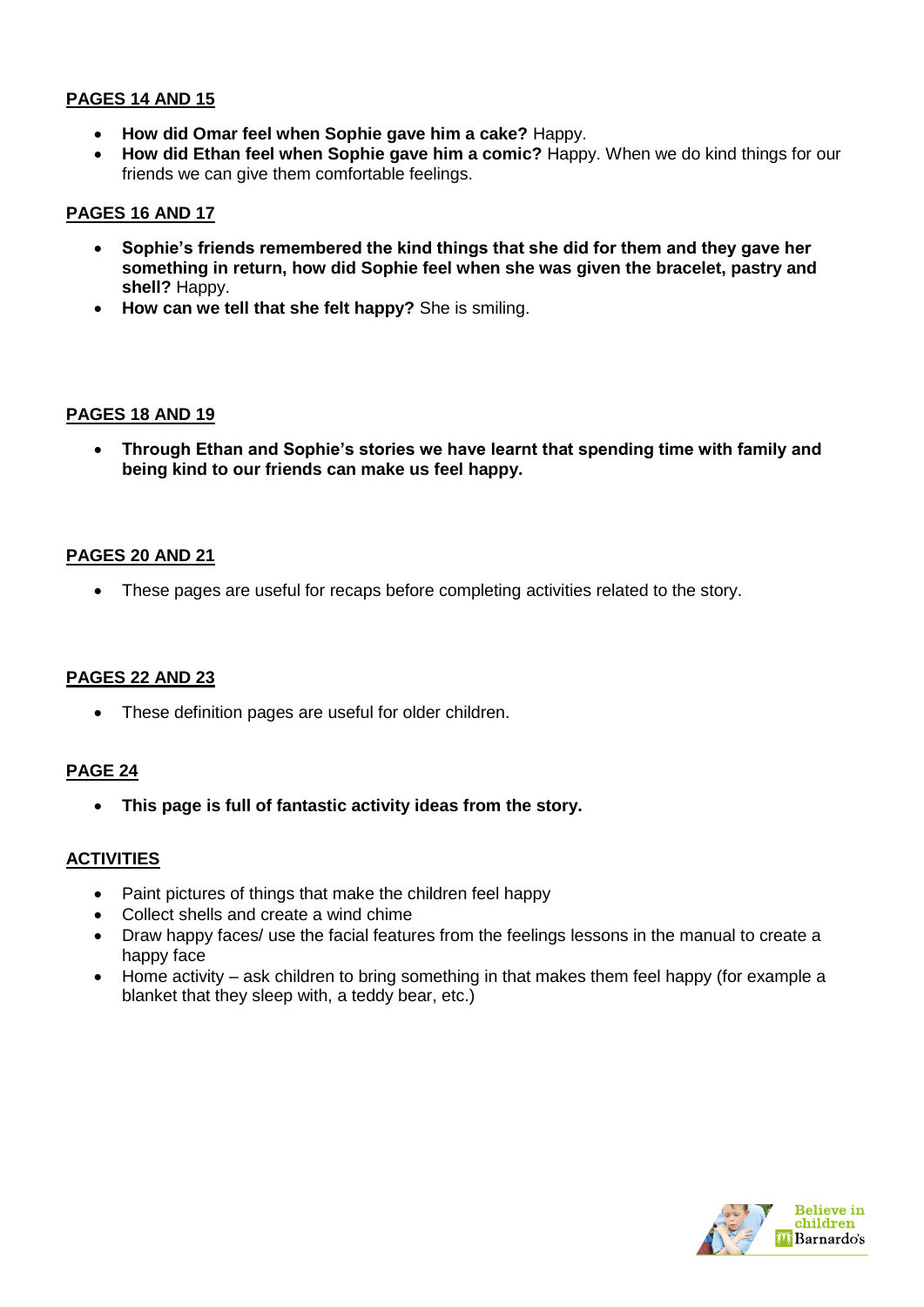**PAGES 14 AND 15**

- **How did Omar feel when Sophie gave him a cake?** Happy.
- **How did Ethan feel when Sophie gave him a comic?** Happy. When we do kind things for our friends we can give them comfortable feelings.

**PAGES 16 AND 17**

- **Sophie's friends remembered the kind things that she did for them and they gave her something in return, how did Sophie feel when she was given the bracelet, pastry and shell?** Happy.
- **How can we tell that she felt happy?** She is smiling.

**PAGES 18 AND 19**

- **Through Ethan and Sophie's stories we have learnt that spending time with family and being kind to our friends can make us feel happy.**

**PAGES 20 AND 21**

- These pages are useful for recaps before completing activities related to the story.

**PAGES 22 AND 23**

- These definition pages are useful for older children.

**PAGE 24**

- **This page is full of fantastic activity ideas from the story.**

**ACTIVITIES**

- Paint pictures of things that make the children feel happy
- Collect shells and create a wind chime
- Draw happy faces/ use the facial features from the feelings lessons in the manual to create a happy face
- Home activity – ask children to bring something in that makes them feel happy (for example a blanket that they sleep with, a teddy bear, etc.)